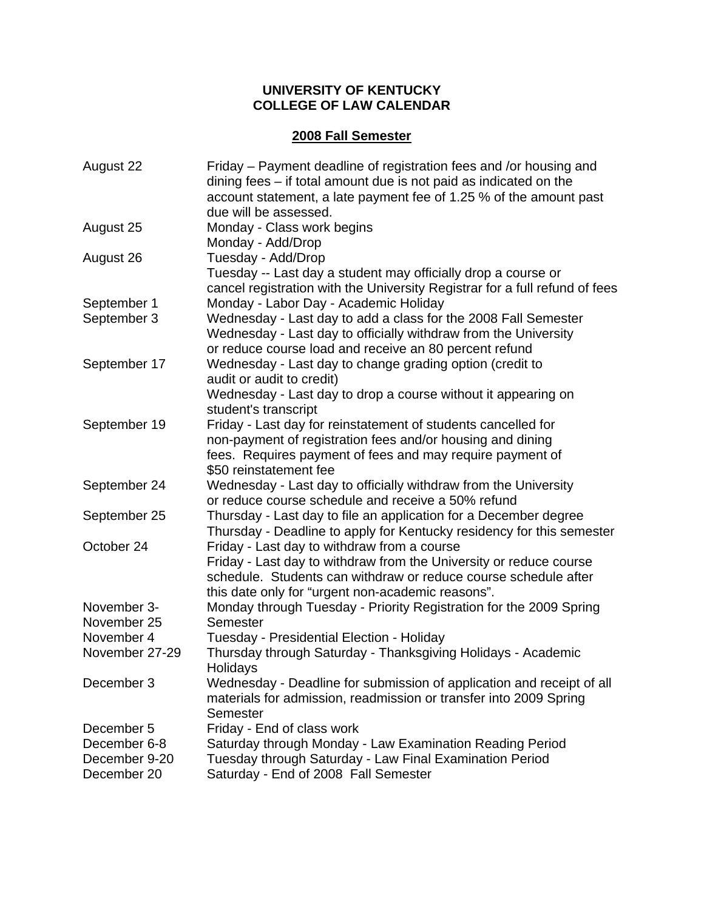# UNIVERSITY OF KENTUCKY
# COLLEGE OF LAW CALENDAR

## 2008 Fall Semester

| | |
|---|---|
| August 22 | Friday – Payment deadline of registration fees and /or housing and dining fees – if total amount due is not paid as indicated on the account statement, a late payment fee of 1.25 % of the amount past due will be assessed. |
| August 25 | Monday - Class work begins<br>Monday - Add/Drop |
| August 26 | Tuesday - Add/Drop<br>Tuesday -- Last day a student may officially drop a course or cancel registration with the University Registrar for a full refund of fees |
| September 1 | Monday - Labor Day - Academic Holiday |
| September 3 | Wednesday - Last day to add a class for the 2008 Fall Semester<br>Wednesday - Last day to officially withdraw from the University or reduce course load and receive an 80 percent refund |
| September 17 | Wednesday - Last day to change grading option (credit to audit or audit to credit)<br>Wednesday - Last day to drop a course without it appearing on student's transcript |
| September 19 | Friday - Last day for reinstatement of students cancelled for non-payment of registration fees and/or housing and dining fees. Requires payment of fees and may require payment of $50 reinstatement fee |
| September 24 | Wednesday - Last day to officially withdraw from the University or reduce course schedule and receive a 50% refund |
| September 25 | Thursday - Last day to file an application for a December degree<br>Thursday - Deadline to apply for Kentucky residency for this semester |
| October 24 | Friday - Last day to withdraw from a course<br>Friday - Last day to withdraw from the University or reduce course schedule. Students can withdraw or reduce course schedule after this date only for "urgent non-academic reasons". |
| November 3-November 25 | Monday through Tuesday - Priority Registration for the 2009 Spring Semester |
| November 4 | Tuesday - Presidential Election - Holiday |
| November 27-29 | Thursday through Saturday - Thanksgiving Holidays - Academic Holidays |
| December 3 | Wednesday - Deadline for submission of application and receipt of all materials for admission, readmission or transfer into 2009 Spring Semester |
| December 5 | Friday - End of class work |
| December 6-8 | Saturday through Monday - Law Examination Reading Period |
| December 9-20 | Tuesday through Saturday - Law Final Examination Period |
| December 20 | Saturday - End of 2008 Fall Semester |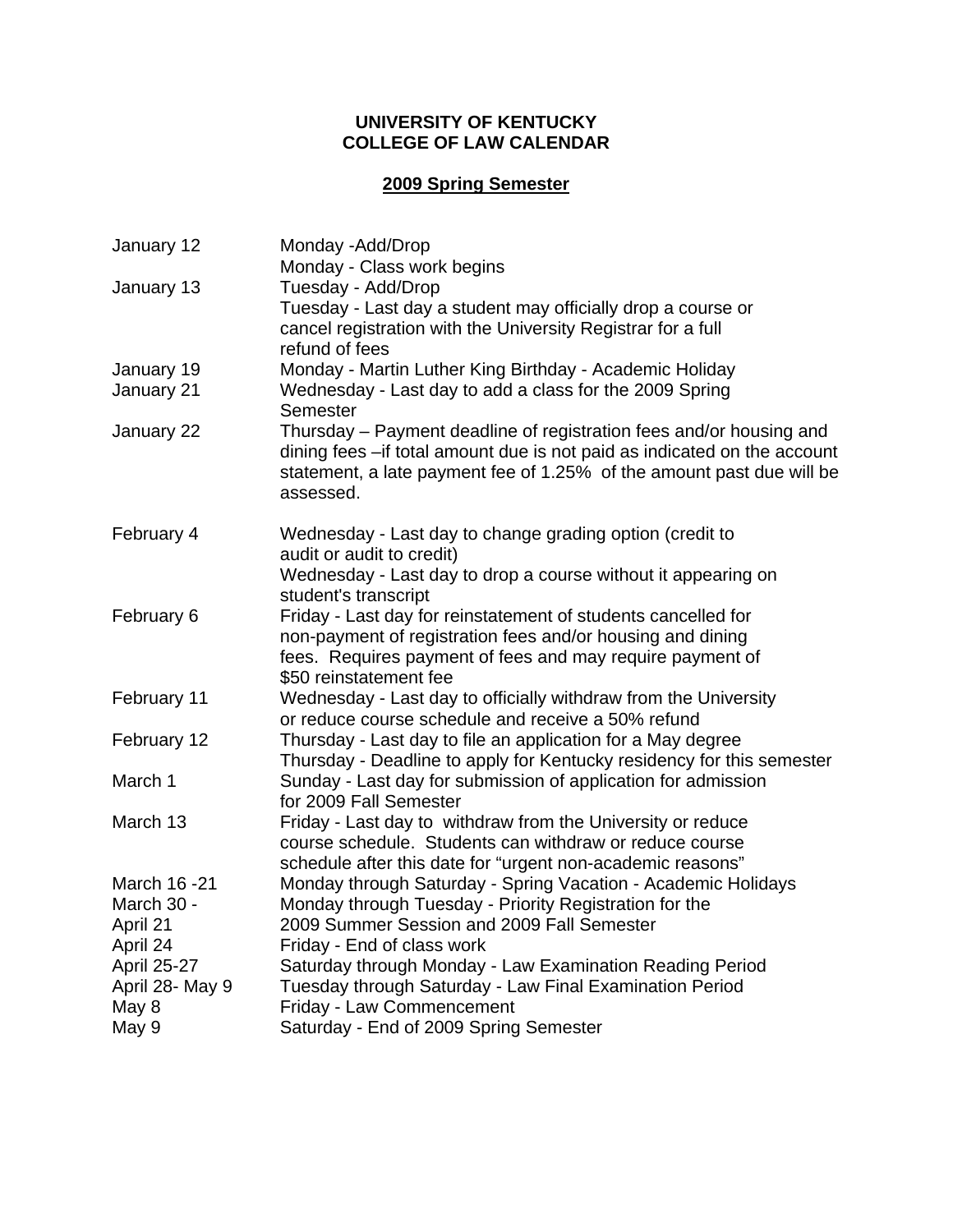**UNIVERSITY OF KENTUCKY**
**COLLEGE OF LAW CALENDAR**

**2009 Spring Semester**

| | |
|---|---|
| January 12 | Monday -Add/Drop<br>Monday - Class work begins |
| January 13 | Tuesday - Add/Drop<br>Tuesday - Last day a student may officially drop a course or cancel registration with the University Registrar for a full refund of fees |
| January 19 | Monday - Martin Luther King Birthday - Academic Holiday |
| January 21 | Wednesday - Last day to add a class for the 2009 Spring Semester |
| January 22 | Thursday – Payment deadline of registration fees and/or housing and dining fees –if total amount due is not paid as indicated on the account statement, a late payment fee of 1.25% of the amount past due will be assessed. |
| February 4 | Wednesday - Last day to change grading option (credit to audit or audit to credit)<br>Wednesday - Last day to drop a course without it appearing on student's transcript |
| February 6 | Friday - Last day for reinstatement of students cancelled for non-payment of registration fees and/or housing and dining fees. Requires payment of fees and may require payment of $50 reinstatement fee |
| February 11 | Wednesday - Last day to officially withdraw from the University or reduce course schedule and receive a 50% refund |
| February 12 | Thursday - Last day to file an application for a May degree<br>Thursday - Deadline to apply for Kentucky residency for this semester |
| March 1 | Sunday - Last day for submission of application for admission for 2009 Fall Semester |
| March 13 | Friday - Last day to withdraw from the University or reduce course schedule. Students can withdraw or reduce course schedule after this date for "urgent non-academic reasons" |
| March 16 -21 | Monday through Saturday - Spring Vacation - Academic Holidays |
| March 30 - April 21 | Monday through Tuesday - Priority Registration for the 2009 Summer Session and 2009 Fall Semester |
| April 24 | Friday - End of class work |
| April 25-27 | Saturday through Monday - Law Examination Reading Period |
| April 28- May 9 | Tuesday through Saturday - Law Final Examination Period |
| May 8 | Friday - Law Commencement |
| May 9 | Saturday - End of 2009 Spring Semester |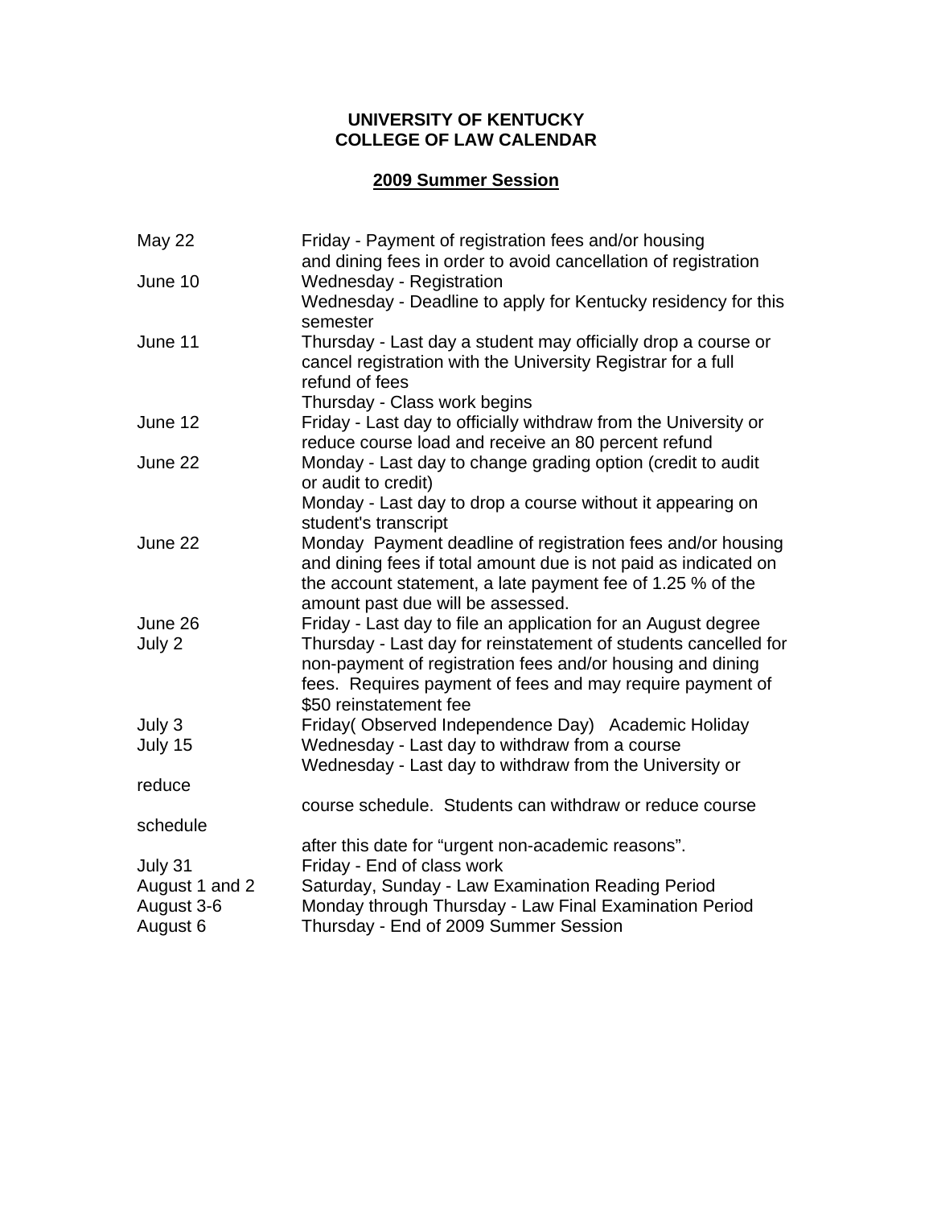**UNIVERSITY OF KENTUCKY**
**COLLEGE OF LAW CALENDAR**

**2009 Summer Session**

| | |
|---|---|
| May 22 | Friday - Payment of registration fees and/or housing and dining fees in order to avoid cancellation of registration |
| June 10 | Wednesday - Registration<br>Wednesday - Deadline to apply for Kentucky residency for this semester |
| June 11 | Thursday - Last day a student may officially drop a course or cancel registration with the University Registrar for a full refund of fees<br>Thursday - Class work begins |
| June 12 | Friday - Last day to officially withdraw from the University or reduce course load and receive an 80 percent refund |
| June 22 | Monday - Last day to change grading option (credit to audit or audit to credit)<br>Monday - Last day to drop a course without it appearing on student's transcript |
| June 22 | Monday Payment deadline of registration fees and/or housing and dining fees if total amount due is not paid as indicated on the account statement, a late payment fee of 1.25 % of the amount past due will be assessed. |
| June 26 | Friday - Last day to file an application for an August degree |
| July 2 | Thursday - Last day for reinstatement of students cancelled for non-payment of registration fees and/or housing and dining fees. Requires payment of fees and may require payment of $50 reinstatement fee |
| July 3 | Friday( Observed Independence Day) Academic Holiday |
| July 15 | Wednesday - Last day to withdraw from a course<br>Wednesday - Last day to withdraw from the University or reduce course schedule. Students can withdraw or reduce course schedule after this date for "urgent non-academic reasons". |
| July 31 | Friday - End of class work |
| August 1 and 2 | Saturday, Sunday - Law Examination Reading Period |
| August 3-6 | Monday through Thursday - Law Final Examination Period |
| August 6 | Thursday - End of 2009 Summer Session |